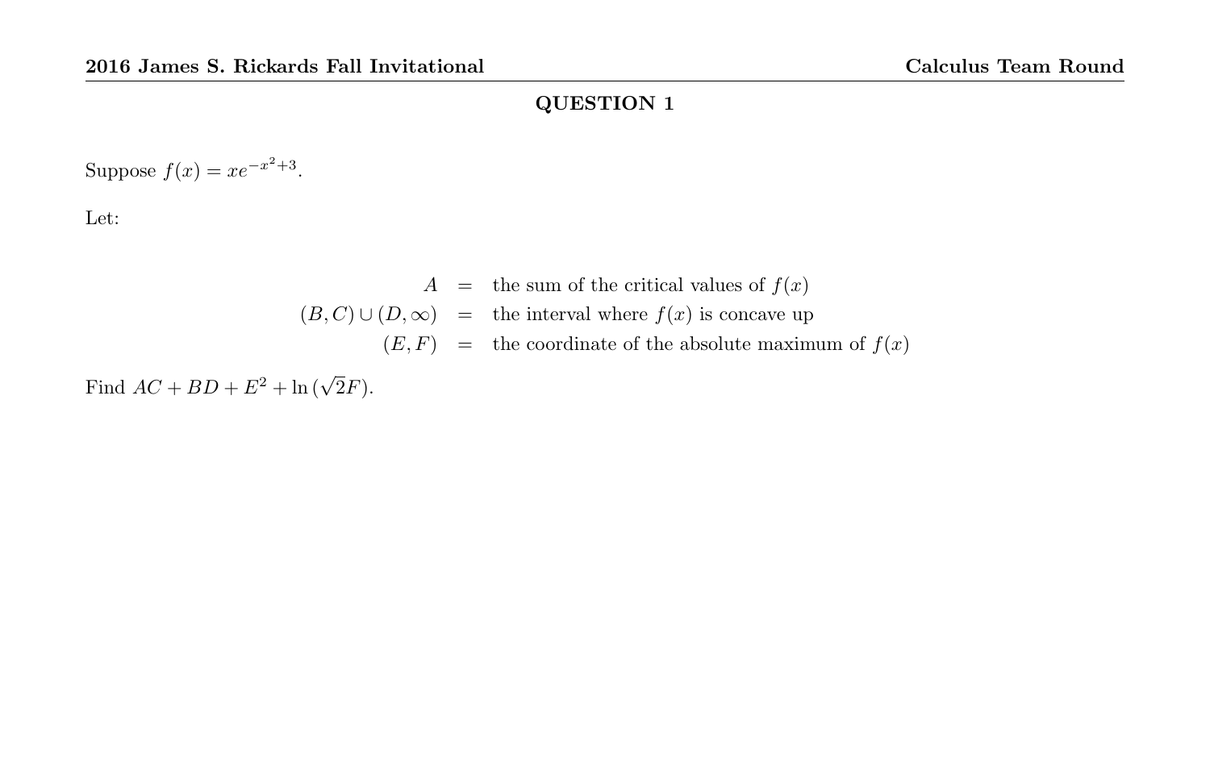## QUESTION 1

Suppose $f(x) = xe^{-x^2+3}$.

Let:

$$
\begin{aligned}
A &= \text{the sum of the critical values of } f(x) \\
(B, C) \cup (D, \infty) &= \text{the interval where } f(x) \text{ is concave up} \\
(E, F) &= \text{the coordinate of the absolute maximum of } f(x)
\end{aligned}
$$

Find $AC + BD + E^2 + \ln(\sqrt{2}F)$.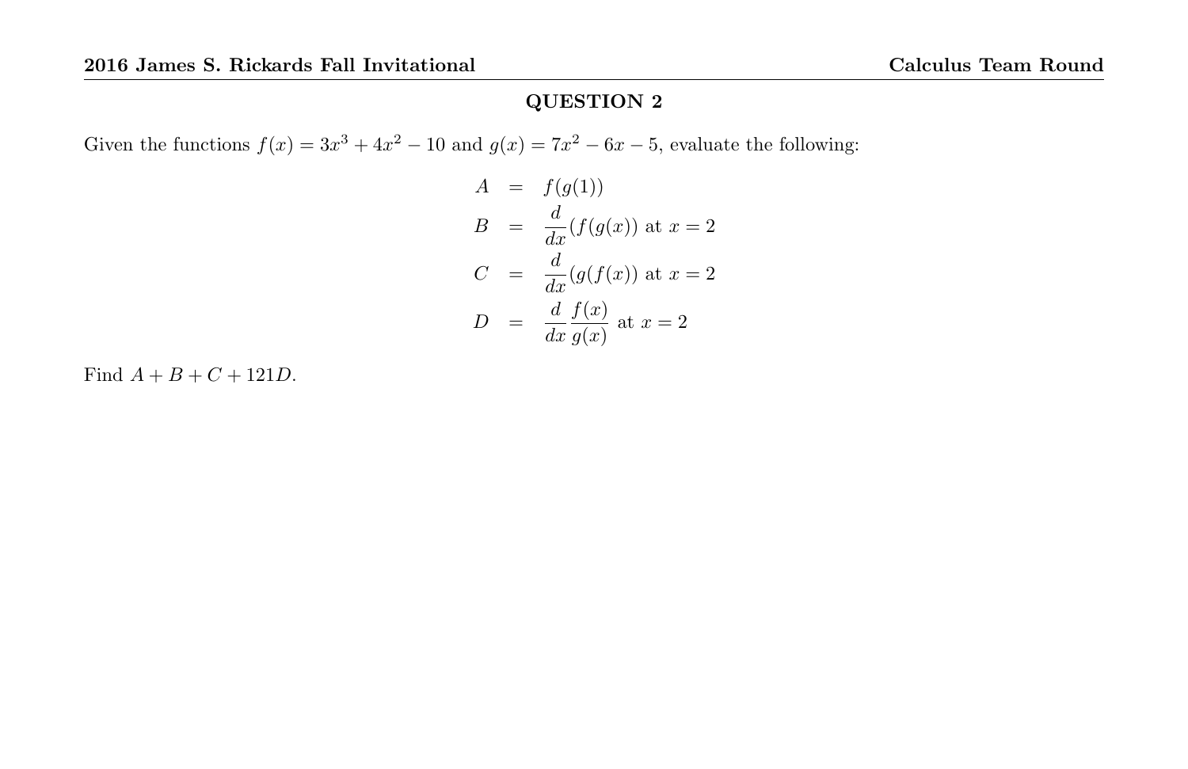## QUESTION 2

Given the functions $f(x) = 3x^3 + 4x^2 - 10$ and $g(x) = 7x^2 - 6x - 5$, evaluate the following:

$$
\begin{aligned}
A &= f(g(1)) \\
B &= \frac{d}{dx}(f(g(x)) \text{ at } x = 2 \\
C &= \frac{d}{dx}(g(f(x)) \text{ at } x = 2 \\
D &= \frac{d}{dx}\frac{f(x)}{g(x)} \text{ at } x = 2
\end{aligned}
$$

Find $A + B + C + 121D$.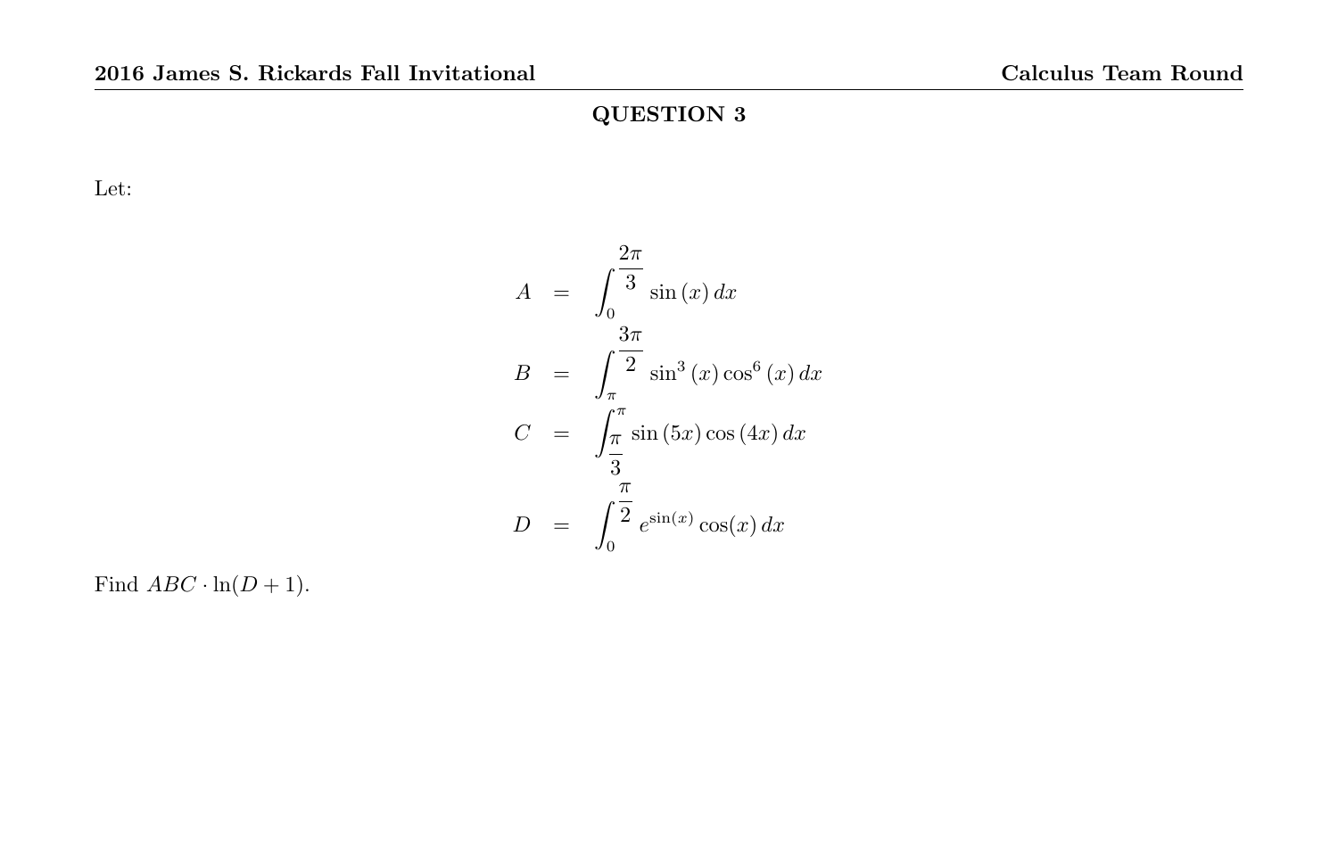## QUESTION 3

Let:

$$
\begin{aligned}
A &= \int_0^{\frac{2\pi}{3}} \sin(x)\,dx \\
B &= \int_\pi^{\frac{3\pi}{2}} \sin^3(x)\cos^6(x)\,dx \\
C &= \int_{\frac{\pi}{3}}^{\pi} \sin(5x)\cos(4x)\,dx \\
D &= \int_0^{\frac{\pi}{2}} e^{\sin(x)}\cos(x)\,dx
\end{aligned}
$$

Find $ABC \cdot \ln(D+1)$.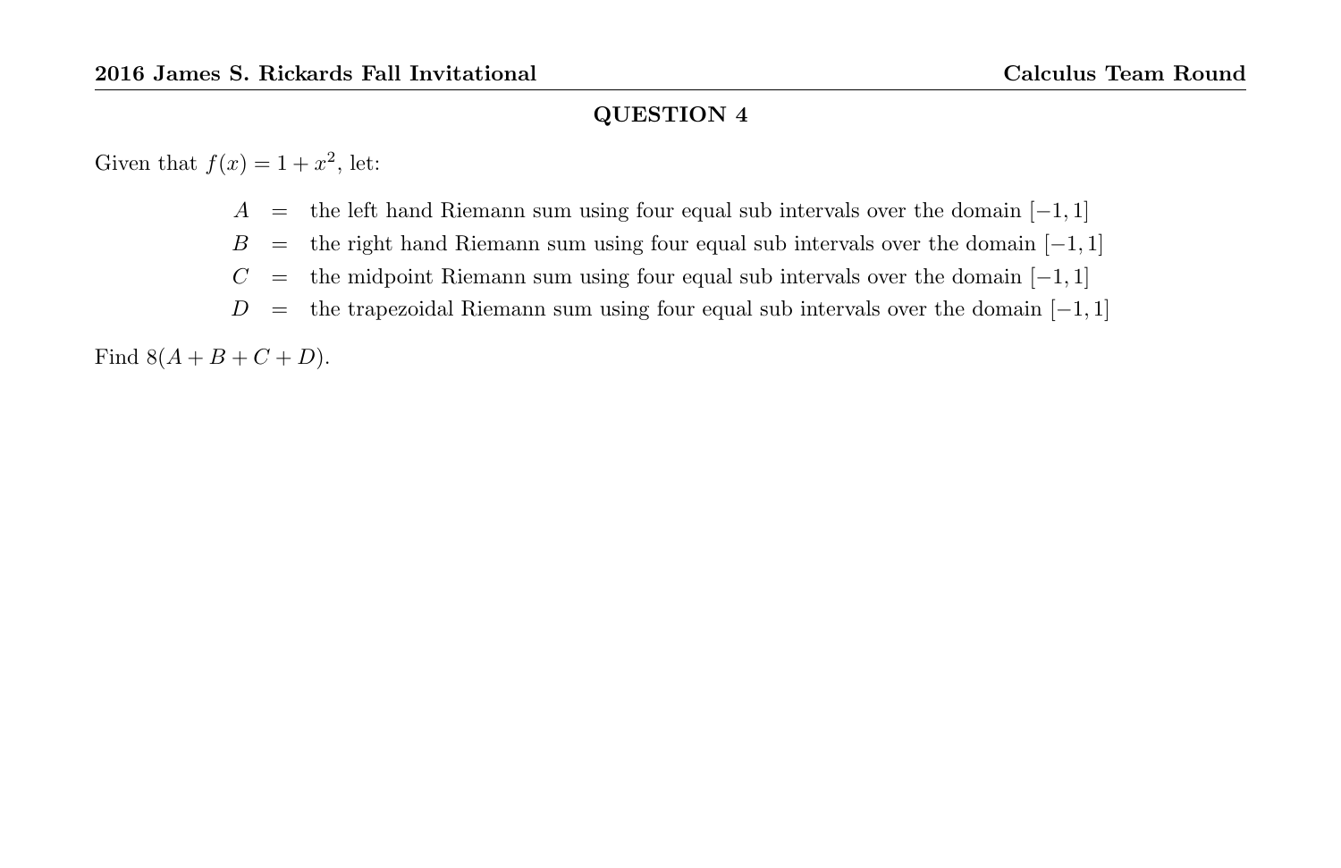## QUESTION 4

Given that $f(x) = 1 + x^2$, let:

$$
\begin{aligned}
A &= \text{the left hand Riemann sum using four equal sub intervals over the domain } [-1, 1] \\
B &= \text{the right hand Riemann sum using four equal sub intervals over the domain } [-1, 1] \\
C &= \text{the midpoint Riemann sum using four equal sub intervals over the domain } [-1, 1] \\
D &= \text{the trapezoidal Riemann sum using four equal sub intervals over the domain } [-1, 1]
\end{aligned}
$$

Find $8(A + B + C + D)$.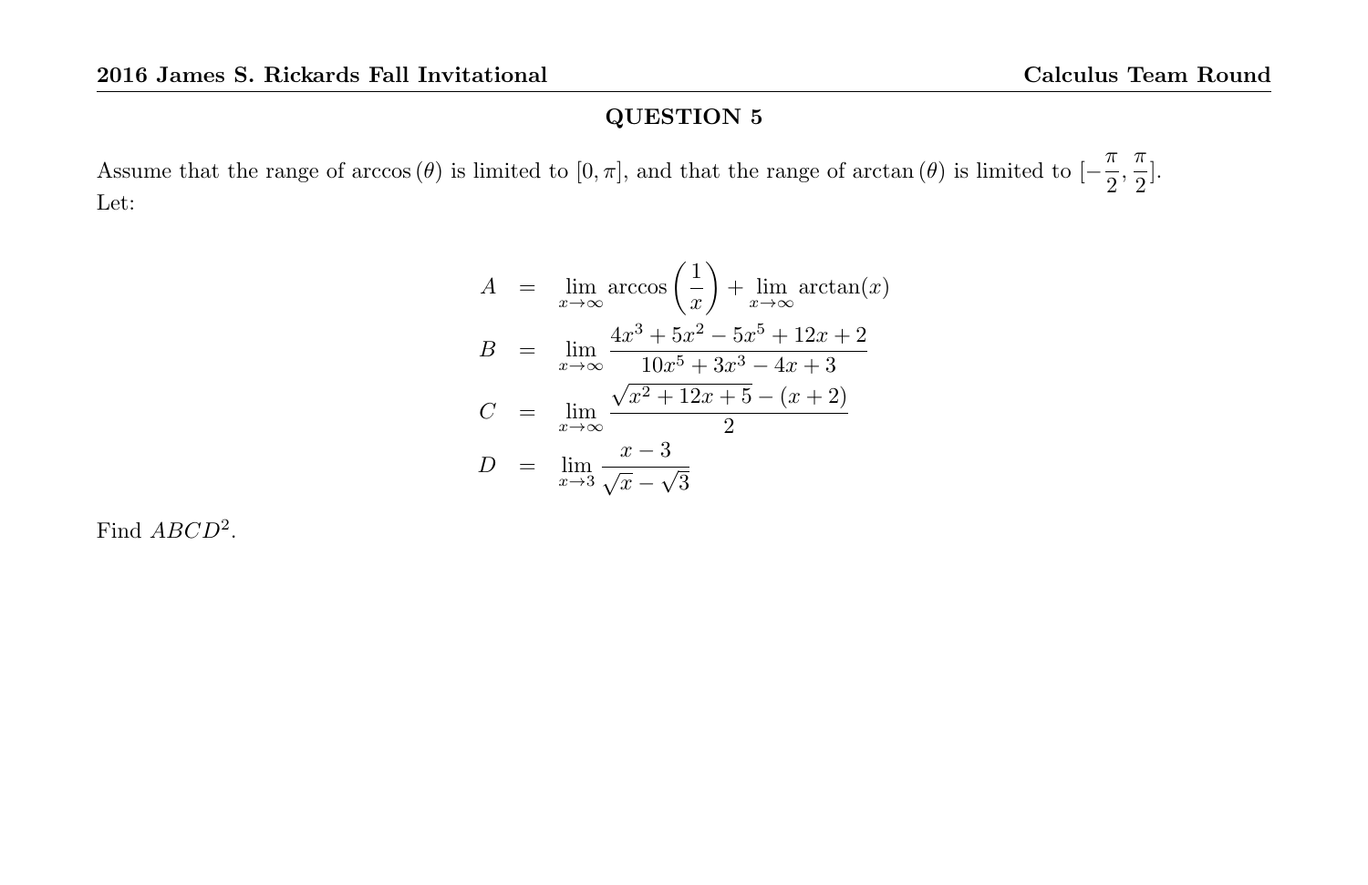## QUESTION 5

Assume that the range of $\arccos(\theta)$ is limited to $[0, \pi]$, and that the range of $\arctan(\theta)$ is limited to $[-\frac{\pi}{2}, \frac{\pi}{2}]$.
Let:

$$
\begin{aligned}
A &= \lim_{x\to\infty} \arccos\left(\frac{1}{x}\right) + \lim_{x\to\infty} \arctan(x) \\
B &= \lim_{x\to\infty} \frac{4x^3 + 5x^2 - 5x^5 + 12x + 2}{10x^5 + 3x^3 - 4x + 3} \\
C &= \lim_{x\to\infty} \frac{\sqrt{x^2 + 12x + 5} - (x + 2)}{2} \\
D &= \lim_{x\to 3} \frac{x - 3}{\sqrt{x} - \sqrt{3}}
\end{aligned}
$$

Find $ABCD^2$.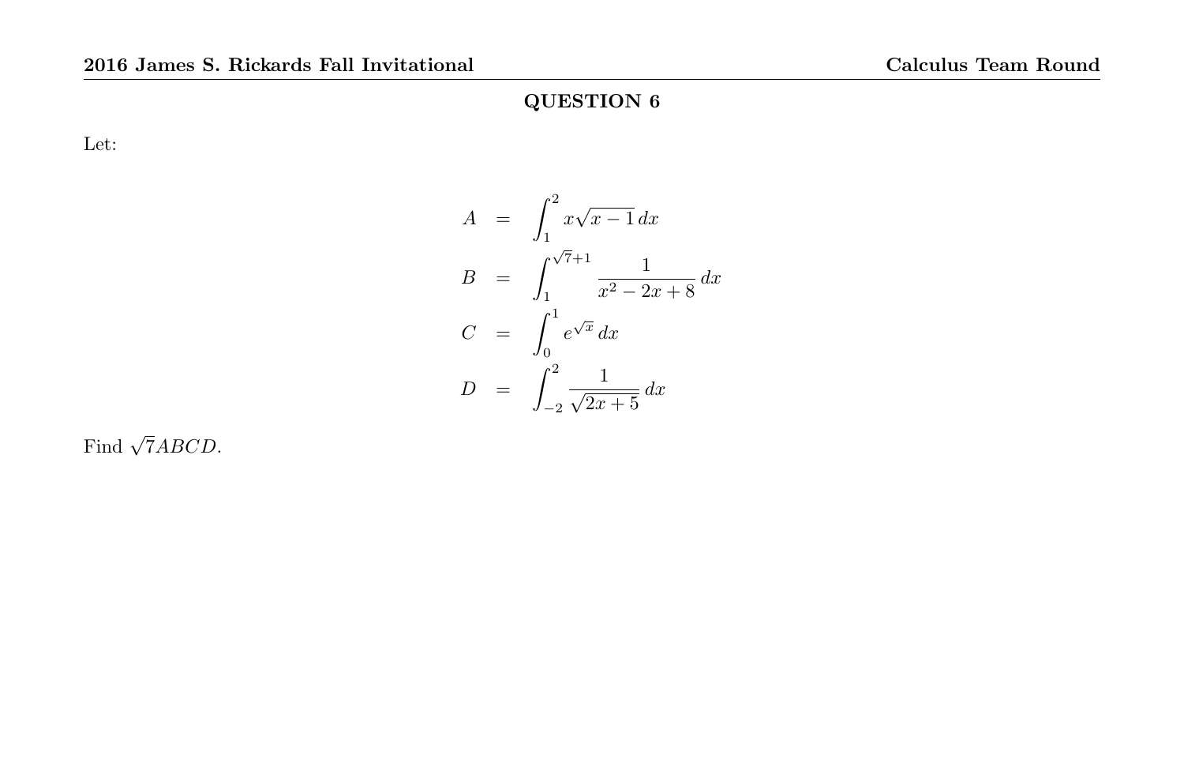## QUESTION 6

Let:

$$
\begin{aligned}
A &= \int_1^2 x\sqrt{x-1}\,dx \\
B &= \int_1^{\sqrt{7}+1} \frac{1}{x^2-2x+8}\,dx \\
C &= \int_0^1 e^{\sqrt{x}}\,dx \\
D &= \int_{-2}^2 \frac{1}{\sqrt{2x+5}}\,dx
\end{aligned}
$$

Find $\sqrt{7}ABCD$.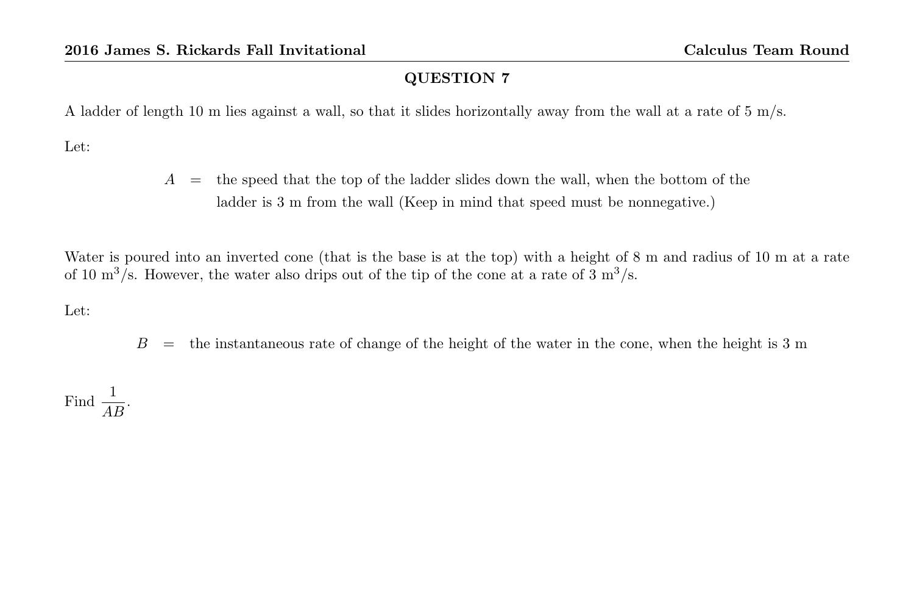## QUESTION 7

A ladder of length 10 m lies against a wall, so that it slides horizontally away from the wall at a rate of 5 m/s.

Let:

$A$ = the speed that the top of the ladder slides down the wall, when the bottom of the ladder is 3 m from the wall (Keep in mind that speed must be nonnegative.)

Water is poured into an inverted cone (that is the base is at the top) with a height of 8 m and radius of 10 m at a rate of 10 $m^3$/s. However, the water also drips out of the tip of the cone at a rate of 3 $m^3$/s.

Let:

$B$ = the instantaneous rate of change of the height of the water in the cone, when the height is 3 m

Find $\dfrac{1}{AB}$.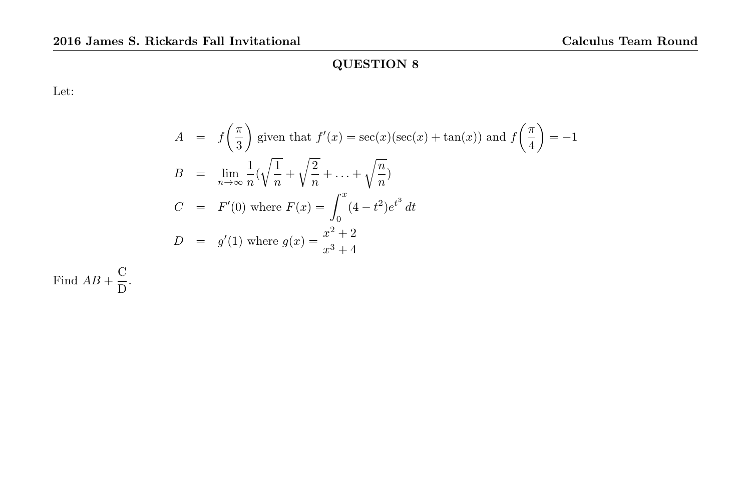## QUESTION 8

Let:

$$
\begin{aligned}
A &= f\left(\frac{\pi}{3}\right) \text{ given that } f'(x) = \sec(x)(\sec(x) + \tan(x)) \text{ and } f\left(\frac{\pi}{4}\right) = -1 \\
B &= \lim_{n \to \infty} \frac{1}{n}\left(\sqrt{\frac{1}{n}} + \sqrt{\frac{2}{n}} + \ldots + \sqrt{\frac{n}{n}}\right) \\
C &= F'(0) \text{ where } F(x) = \int_0^x (4 - t^2) e^{t^3} \, dt \\
D &= g'(1) \text{ where } g(x) = \frac{x^2 + 2}{x^3 + 4}
\end{aligned}
$$

Find $AB + \frac{\text{C}}{\text{D}}$.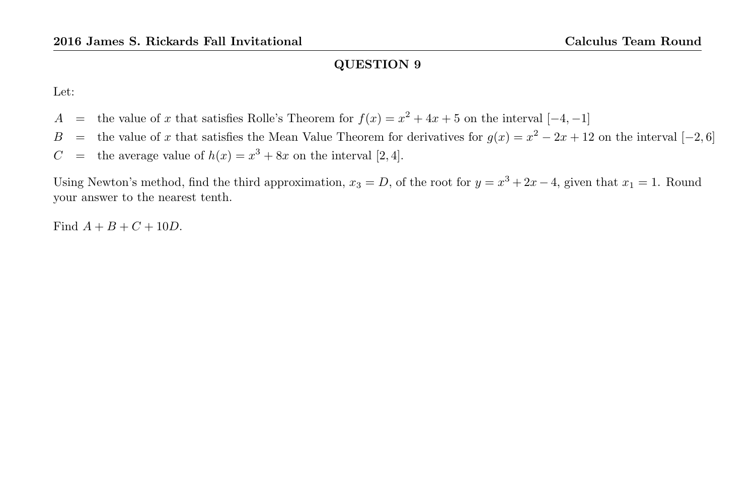## QUESTION 9

Let:

$A$ = the value of $x$ that satisfies Rolle's Theorem for $f(x) = x^2 + 4x + 5$ on the interval $[-4, -1]$

$B$ = the value of $x$ that satisfies the Mean Value Theorem for derivatives for $g(x) = x^2 - 2x + 12$ on the interval $[-2, 6]$

$C$ = the average value of $h(x) = x^3 + 8x$ on the interval $[2, 4]$.

Using Newton's method, find the third approximation, $x_3 = D$, of the root for $y = x^3 + 2x - 4$, given that $x_1 = 1$. Round your answer to the nearest tenth.

Find $A + B + C + 10D$.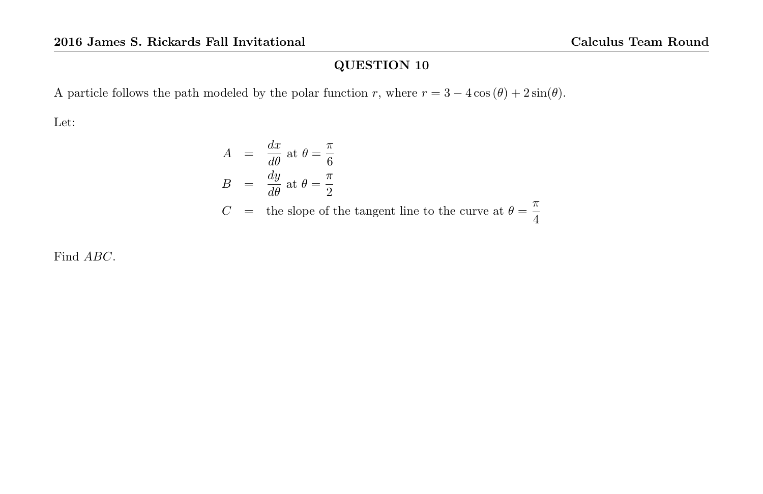## QUESTION 10

A particle follows the path modeled by the polar function $r$, where $r = 3 - 4\cos(\theta) + 2\sin(\theta)$.

Let:

$$
\begin{aligned}
A &= \frac{dx}{d\theta} \text{ at } \theta = \frac{\pi}{6} \\
B &= \frac{dy}{d\theta} \text{ at } \theta = \frac{\pi}{2} \\
C &= \text{the slope of the tangent line to the curve at } \theta = \frac{\pi}{4}
\end{aligned}
$$

Find $ABC$.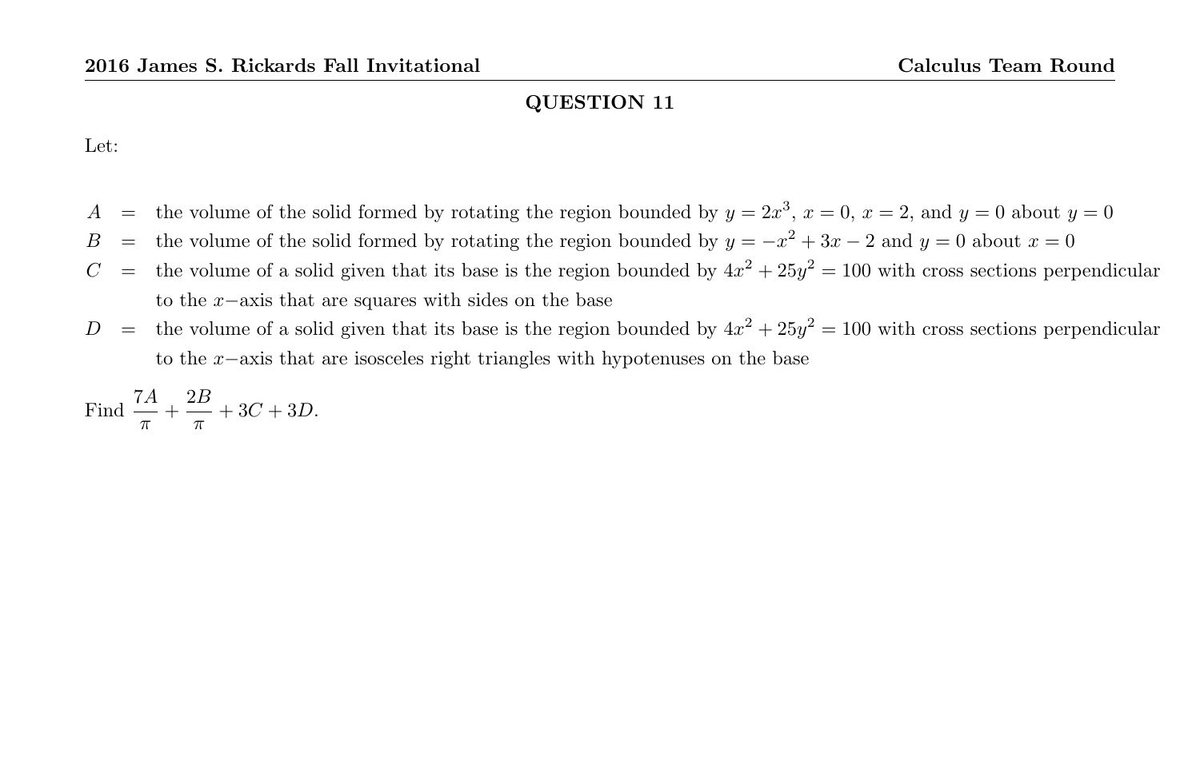## QUESTION 11

Let:

$A$ = the volume of the solid formed by rotating the region bounded by $y = 2x^3$, $x = 0$, $x = 2$, and $y = 0$ about $y = 0$

$B$ = the volume of the solid formed by rotating the region bounded by $y = -x^2 + 3x - 2$ and $y = 0$ about $x = 0$

$C$ = the volume of a solid given that its base is the region bounded by $4x^2 + 25y^2 = 100$ with cross sections perpendicular to the $x-$axis that are squares with sides on the base

$D$ = the volume of a solid given that its base is the region bounded by $4x^2 + 25y^2 = 100$ with cross sections perpendicular to the $x-$axis that are isosceles right triangles with hypotenuses on the base

Find $\dfrac{7A}{\pi} + \dfrac{2B}{\pi} + 3C + 3D$.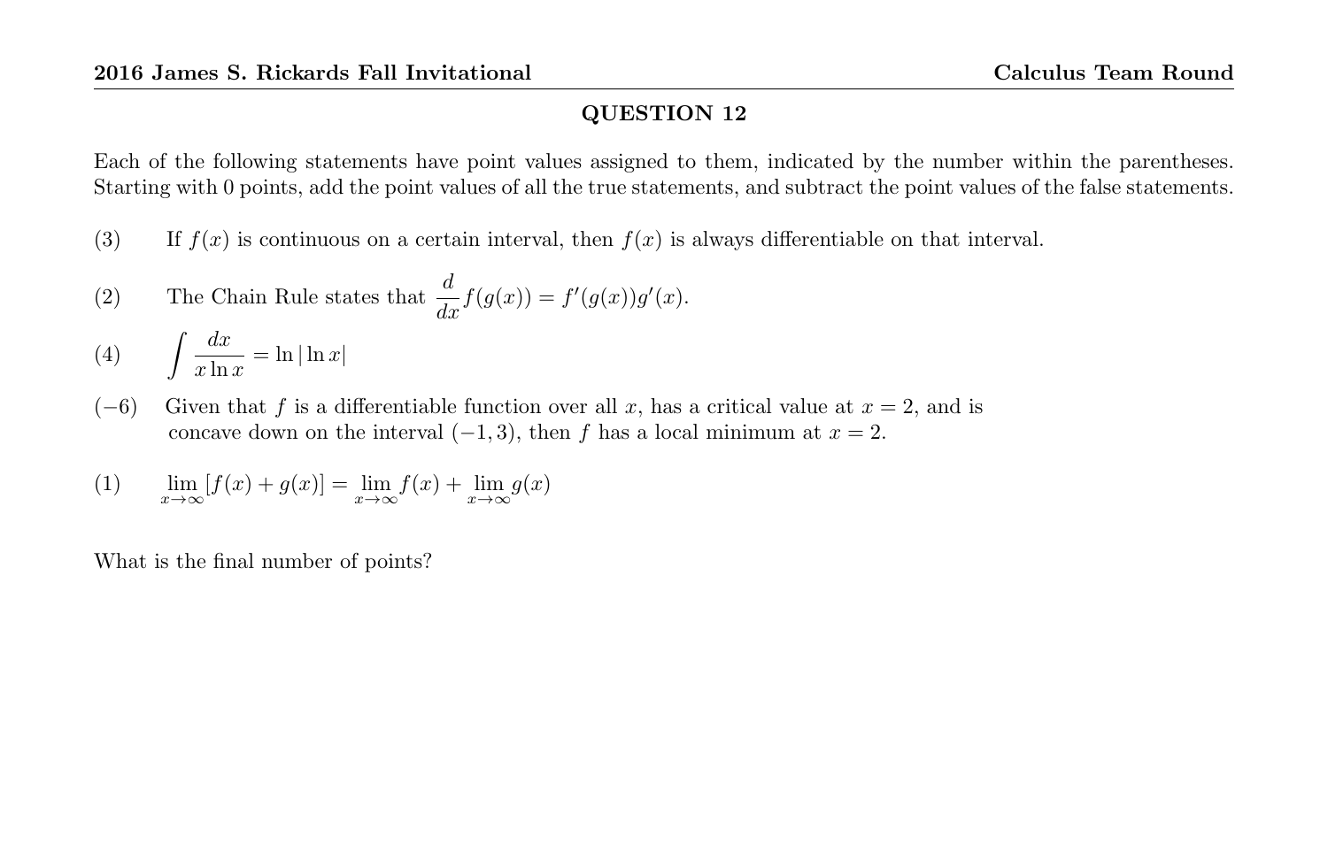## QUESTION 12

Each of the following statements have point values assigned to them, indicated by the number within the parentheses. Starting with 0 points, add the point values of all the true statements, and subtract the point values of the false statements.

(3) If $f(x)$ is continuous on a certain interval, then $f(x)$ is always differentiable on that interval.

(2) The Chain Rule states that $\dfrac{d}{dx}f(g(x)) = f'(g(x))g'(x)$.

(4) $\displaystyle\int \frac{dx}{x\ln x} = \ln|\ln x|$

$(-6)$ Given that $f$ is a differentiable function over all $x$, has a critical value at $x = 2$, and is concave down on the interval $(-1, 3)$, then $f$ has a local minimum at $x = 2$.

(1) $\displaystyle\lim_{x\to\infty}[f(x) + g(x)] = \lim_{x\to\infty} f(x) + \lim_{x\to\infty} g(x)$

What is the final number of points?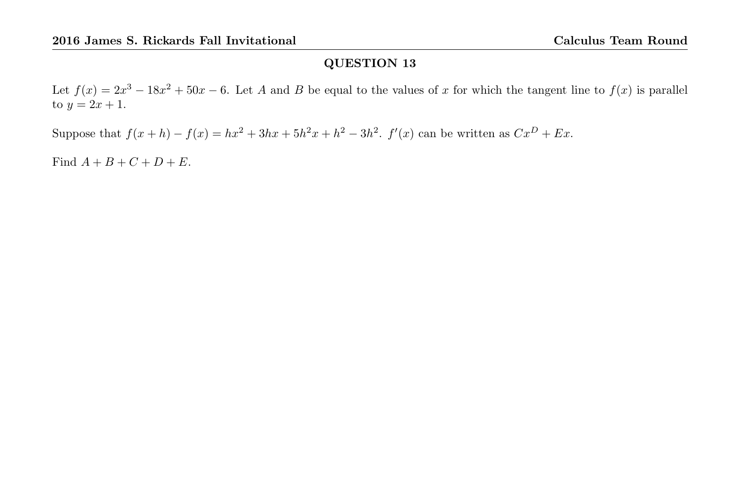## QUESTION 13

Let $f(x) = 2x^3 - 18x^2 + 50x - 6$. Let $A$ and $B$ be equal to the values of $x$ for which the tangent line to $f(x)$ is parallel to $y = 2x + 1$.

Suppose that $f(x+h) - f(x) = hx^2 + 3hx + 5h^2x + h^2 - 3h^2$. $f'(x)$ can be written as $Cx^D + Ex$.

Find $A + B + C + D + E$.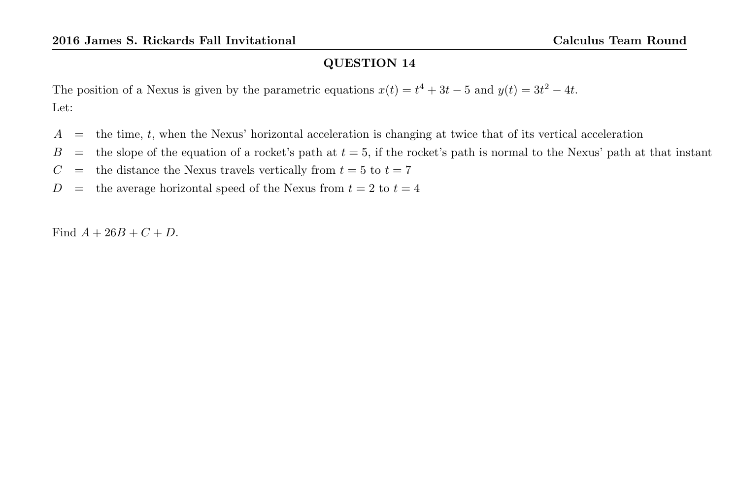## QUESTION 14

The position of a Nexus is given by the parametric equations $x(t) = t^4 + 3t - 5$ and $y(t) = 3t^2 - 4t$.
Let:

$A$ = the time, $t$, when the Nexus' horizontal acceleration is changing at twice that of its vertical acceleration

$B$ = the slope of the equation of a rocket's path at $t = 5$, if the rocket's path is normal to the Nexus' path at that instant

$C$ = the distance the Nexus travels vertically from $t = 5$ to $t = 7$

$D$ = the average horizontal speed of the Nexus from $t = 2$ to $t = 4$

Find $A + 26B + C + D$.